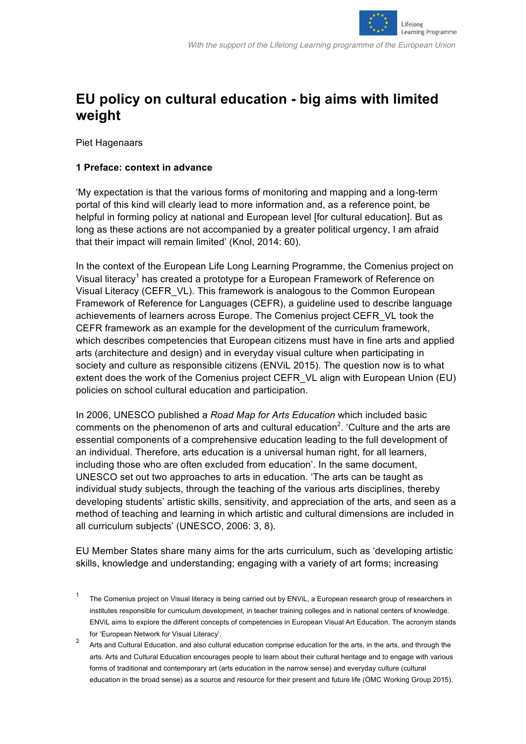# EU policy on cultural education - big aims with limited weight

Piet Hagenaars

## 1 Preface: context in advance

'My expectation is that the various forms of monitoring and mapping and a long-term portal of this kind will clearly lead to more information and, as a reference point, be helpful in forming policy at national and European level [for cultural education]. But as long as these actions are not accompanied by a greater political urgency, I am afraid that their impact will remain limited' (Knol, 2014: 60).

In the context of the European Life Long Learning Programme, the Comenius project on Visual literacy[1] has created a prototype for a European Framework of Reference on Visual Literacy (CEFR_VL). This framework is analogous to the Common European Framework of Reference for Languages (CEFR), a guideline used to describe language achievements of learners across Europe. The Comenius project CEFR_VL took the CEFR framework as an example for the development of the curriculum framework, which describes competencies that European citizens must have in fine arts and applied arts (architecture and design) and in everyday visual culture when participating in society and culture as responsible citizens (ENViL 2015). The question now is to what extent does the work of the Comenius project CEFR_VL align with European Union (EU) policies on school cultural education and participation.

In 2006, UNESCO published a *Road Map for Arts Education* which included basic comments on the phenomenon of arts and cultural education[2]. 'Culture and the arts are essential components of a comprehensive education leading to the full development of an individual. Therefore, arts education is a universal human right, for all learners, including those who are often excluded from education'. In the same document, UNESCO set out two approaches to arts in education. 'The arts can be taught as individual study subjects, through the teaching of the various arts disciplines, thereby developing students' artistic skills, sensitivity, and appreciation of the arts, and seen as a method of teaching and learning in which artistic and cultural dimensions are included in all curriculum subjects' (UNESCO, 2006: 3, 8).

EU Member States share many aims for the arts curriculum, such as 'developing artistic skills, knowledge and understanding; engaging with a variety of art forms; increasing

[1] The Comenius project on Visual literacy is being carried out by ENViL, a European research group of researchers in institutes responsible for curriculum development, in teacher training colleges and in national centers of knowledge. ENViL aims to explore the different concepts of competencies in European Visual Art Education. The acronym stands for 'European Network for Visual Literacy'.

[2] Arts and Cultural Education, and also cultural education comprise education for the arts, in the arts, and through the arts. Arts and Cultural Education encourages people to learn about their cultural heritage and to engage with various forms of traditional and contemporary art (arts education in the narrow sense) and everyday culture (cultural education in the broad sense) as a source and resource for their present and future life (OMC Working Group 2015).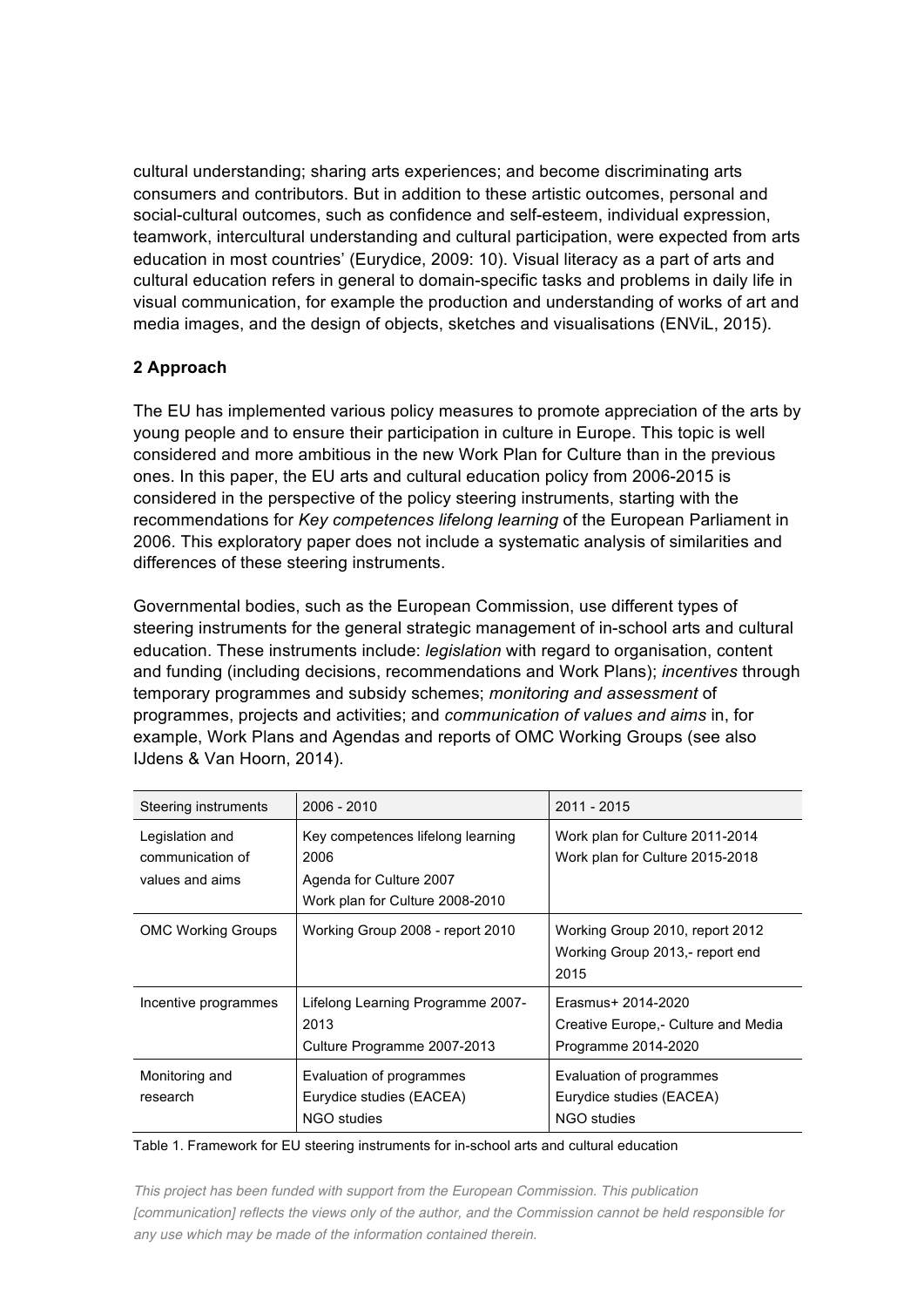cultural understanding; sharing arts experiences; and become discriminating arts consumers and contributors. But in addition to these artistic outcomes, personal and social-cultural outcomes, such as confidence and self-esteem, individual expression, teamwork, intercultural understanding and cultural participation, were expected from arts education in most countries' (Eurydice, 2009: 10). Visual literacy as a part of arts and cultural education refers in general to domain-specific tasks and problems in daily life in visual communication, for example the production and understanding of works of art and media images, and the design of objects, sketches and visualisations (ENViL, 2015).

## 2 Approach

The EU has implemented various policy measures to promote appreciation of the arts by young people and to ensure their participation in culture in Europe. This topic is well considered and more ambitious in the new Work Plan for Culture than in the previous ones. In this paper, the EU arts and cultural education policy from 2006-2015 is considered in the perspective of the policy steering instruments, starting with the recommendations for *Key competences lifelong learning* of the European Parliament in 2006. This exploratory paper does not include a systematic analysis of similarities and differences of these steering instruments.

Governmental bodies, such as the European Commission, use different types of steering instruments for the general strategic management of in-school arts and cultural education. These instruments include: *legislation* with regard to organisation, content and funding (including decisions, recommendations and Work Plans); *incentives* through temporary programmes and subsidy schemes; *monitoring and assessment* of programmes, projects and activities; and *communication of values and aims* in, for example, Work Plans and Agendas and reports of OMC Working Groups (see also IJdens & Van Hoorn, 2014).

| Steering instruments | 2006 - 2010 | 2011 - 2015 |
|---|---|---|
| Legislation and communication of values and aims | Key competences lifelong learning 2006<br>Agenda for Culture 2007<br>Work plan for Culture 2008-2010 | Work plan for Culture 2011-2014<br>Work plan for Culture 2015-2018 |
| OMC Working Groups | Working Group 2008 - report 2010 | Working Group 2010, report 2012<br>Working Group 2013,- report end 2015 |
| Incentive programmes | Lifelong Learning Programme 2007-2013<br>Culture Programme 2007-2013 | Erasmus+ 2014-2020<br>Creative Europe,- Culture and Media Programme 2014-2020 |
| Monitoring and research | Evaluation of programmes<br>Eurydice studies (EACEA)<br>NGO studies | Evaluation of programmes<br>Eurydice studies (EACEA)<br>NGO studies |

Table 1. Framework for EU steering instruments for in-school arts and cultural education

*This project has been funded with support from the European Commission. This publication [communication] reflects the views only of the author, and the Commission cannot be held responsible for any use which may be made of the information contained therein.*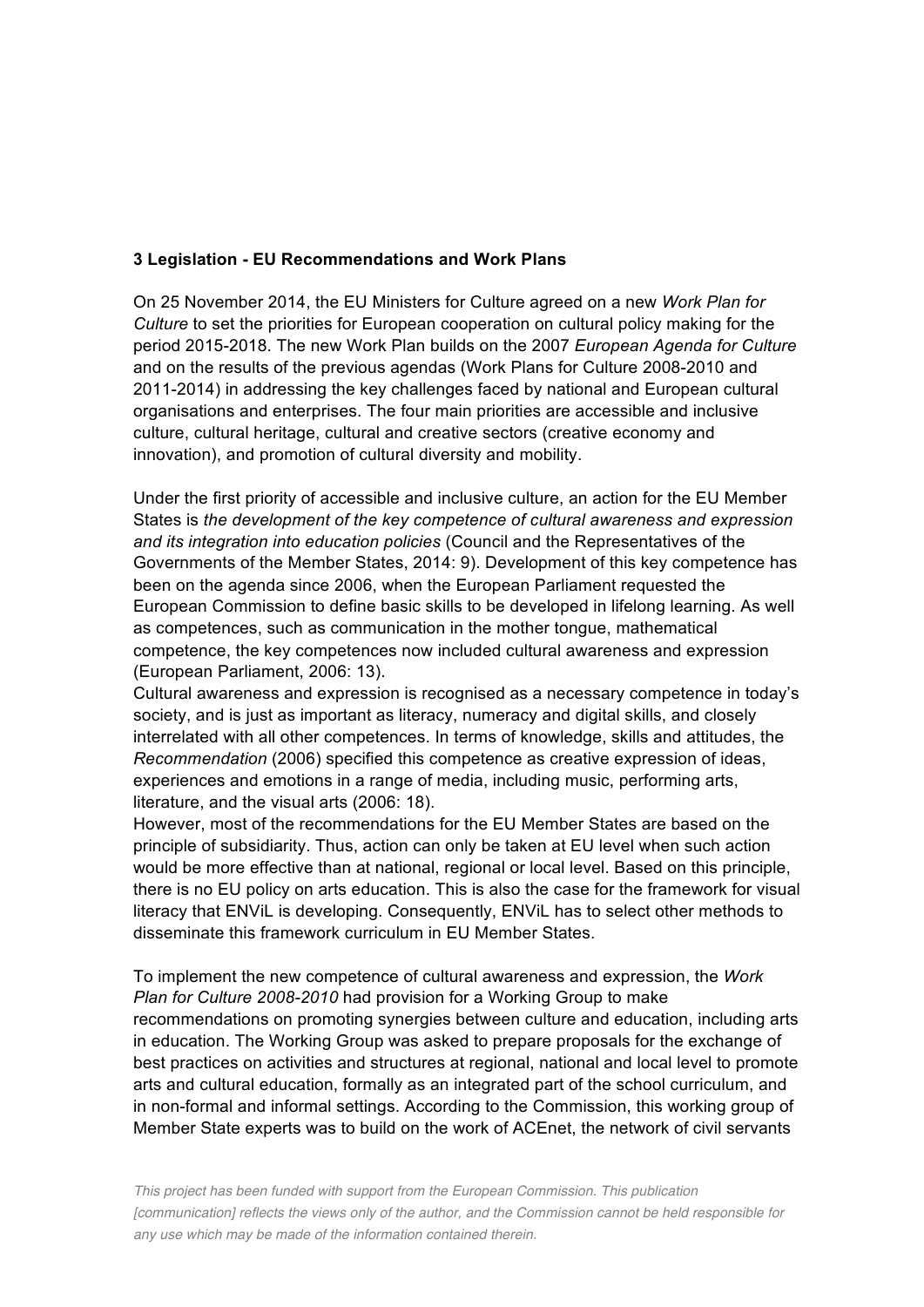## 3 Legislation - EU Recommendations and Work Plans

On 25 November 2014, the EU Ministers for Culture agreed on a new *Work Plan for Culture* to set the priorities for European cooperation on cultural policy making for the period 2015-2018. The new Work Plan builds on the 2007 *European Agenda for Culture* and on the results of the previous agendas (Work Plans for Culture 2008-2010 and 2011-2014) in addressing the key challenges faced by national and European cultural organisations and enterprises. The four main priorities are accessible and inclusive culture, cultural heritage, cultural and creative sectors (creative economy and innovation), and promotion of cultural diversity and mobility.

Under the first priority of accessible and inclusive culture, an action for the EU Member States is *the development of the key competence of cultural awareness and expression and its integration into education policies* (Council and the Representatives of the Governments of the Member States, 2014: 9). Development of this key competence has been on the agenda since 2006, when the European Parliament requested the European Commission to define basic skills to be developed in lifelong learning. As well as competences, such as communication in the mother tongue, mathematical competence, the key competences now included cultural awareness and expression (European Parliament, 2006: 13).

Cultural awareness and expression is recognised as a necessary competence in today's society, and is just as important as literacy, numeracy and digital skills, and closely interrelated with all other competences. In terms of knowledge, skills and attitudes, the *Recommendation* (2006) specified this competence as creative expression of ideas, experiences and emotions in a range of media, including music, performing arts, literature, and the visual arts (2006: 18).

However, most of the recommendations for the EU Member States are based on the principle of subsidiarity. Thus, action can only be taken at EU level when such action would be more effective than at national, regional or local level. Based on this principle, there is no EU policy on arts education. This is also the case for the framework for visual literacy that ENViL is developing. Consequently, ENViL has to select other methods to disseminate this framework curriculum in EU Member States.

To implement the new competence of cultural awareness and expression, the *Work Plan for Culture 2008-2010* had provision for a Working Group to make recommendations on promoting synergies between culture and education, including arts in education. The Working Group was asked to prepare proposals for the exchange of best practices on activities and structures at regional, national and local level to promote arts and cultural education, formally as an integrated part of the school curriculum, and in non-formal and informal settings. According to the Commission, this working group of Member State experts was to build on the work of ACEnet, the network of civil servants

*This project has been funded with support from the European Commission. This publication [communication] reflects the views only of the author, and the Commission cannot be held responsible for any use which may be made of the information contained therein.*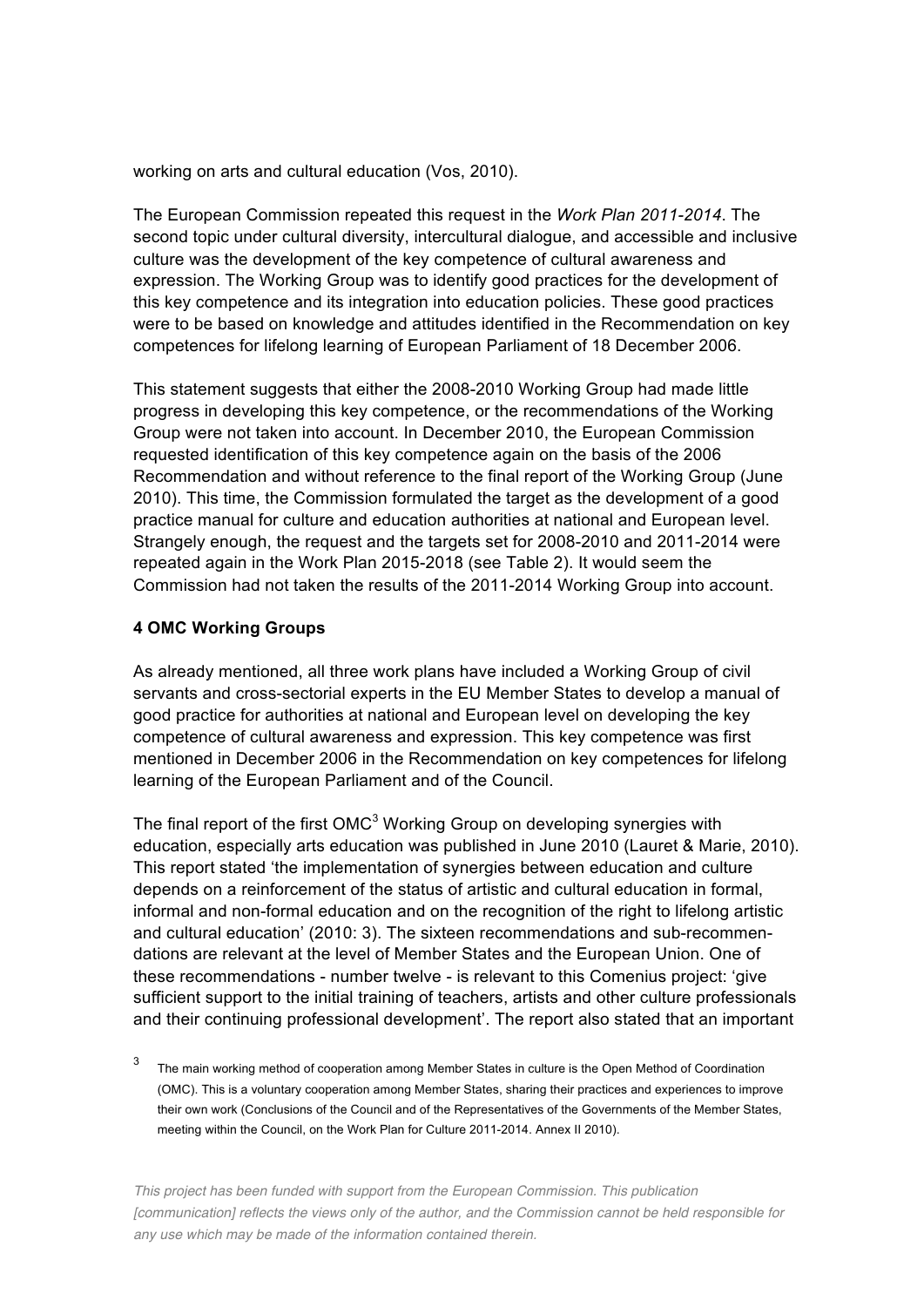working on arts and cultural education (Vos, 2010).

The European Commission repeated this request in the *Work Plan 2011-2014*. The second topic under cultural diversity, intercultural dialogue, and accessible and inclusive culture was the development of the key competence of cultural awareness and expression. The Working Group was to identify good practices for the development of this key competence and its integration into education policies. These good practices were to be based on knowledge and attitudes identified in the Recommendation on key competences for lifelong learning of European Parliament of 18 December 2006.

This statement suggests that either the 2008-2010 Working Group had made little progress in developing this key competence, or the recommendations of the Working Group were not taken into account. In December 2010, the European Commission requested identification of this key competence again on the basis of the 2006 Recommendation and without reference to the final report of the Working Group (June 2010). This time, the Commission formulated the target as the development of a good practice manual for culture and education authorities at national and European level. Strangely enough, the request and the targets set for 2008-2010 and 2011-2014 were repeated again in the Work Plan 2015-2018 (see Table 2). It would seem the Commission had not taken the results of the 2011-2014 Working Group into account.

## 4 OMC Working Groups

As already mentioned, all three work plans have included a Working Group of civil servants and cross-sectorial experts in the EU Member States to develop a manual of good practice for authorities at national and European level on developing the key competence of cultural awareness and expression. This key competence was first mentioned in December 2006 in the Recommendation on key competences for lifelong learning of the European Parliament and of the Council.

The final report of the first OMC[3] Working Group on developing synergies with education, especially arts education was published in June 2010 (Lauret & Marie, 2010). This report stated 'the implementation of synergies between education and culture depends on a reinforcement of the status of artistic and cultural education in formal, informal and non-formal education and on the recognition of the right to lifelong artistic and cultural education' (2010: 3). The sixteen recommendations and sub-recommendations are relevant at the level of Member States and the European Union. One of these recommendations - number twelve - is relevant to this Comenius project: 'give sufficient support to the initial training of teachers, artists and other culture professionals and their continuing professional development'. The report also stated that an important

[3] The main working method of cooperation among Member States in culture is the Open Method of Coordination (OMC). This is a voluntary cooperation among Member States, sharing their practices and experiences to improve their own work (Conclusions of the Council and of the Representatives of the Governments of the Member States, meeting within the Council, on the Work Plan for Culture 2011-2014. Annex II 2010).

*This project has been funded with support from the European Commission. This publication [communication] reflects the views only of the author, and the Commission cannot be held responsible for any use which may be made of the information contained therein.*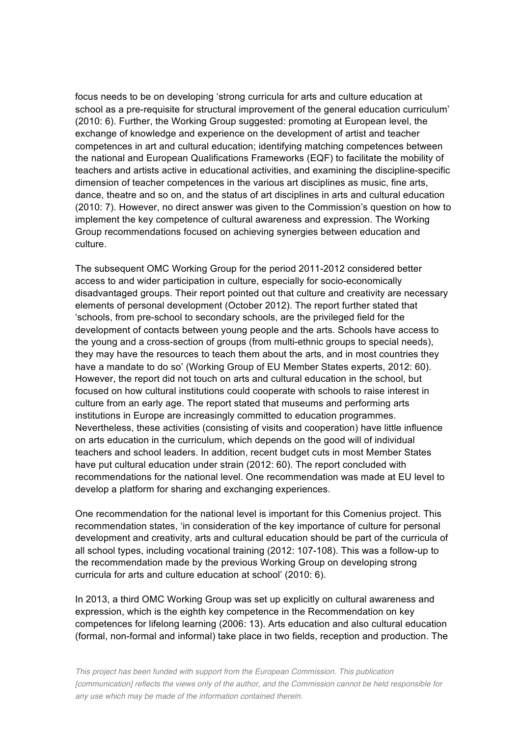focus needs to be on developing 'strong curricula for arts and culture education at school as a pre-requisite for structural improvement of the general education curriculum' (2010: 6). Further, the Working Group suggested: promoting at European level, the exchange of knowledge and experience on the development of artist and teacher competences in art and cultural education; identifying matching competences between the national and European Qualifications Frameworks (EQF) to facilitate the mobility of teachers and artists active in educational activities, and examining the discipline-specific dimension of teacher competences in the various art disciplines as music, fine arts, dance, theatre and so on, and the status of art disciplines in arts and cultural education (2010: 7). However, no direct answer was given to the Commission's question on how to implement the key competence of cultural awareness and expression. The Working Group recommendations focused on achieving synergies between education and culture.

The subsequent OMC Working Group for the period 2011-2012 considered better access to and wider participation in culture, especially for socio-economically disadvantaged groups. Their report pointed out that culture and creativity are necessary elements of personal development (October 2012). The report further stated that 'schools, from pre-school to secondary schools, are the privileged field for the development of contacts between young people and the arts. Schools have access to the young and a cross-section of groups (from multi-ethnic groups to special needs), they may have the resources to teach them about the arts, and in most countries they have a mandate to do so' (Working Group of EU Member States experts, 2012: 60). However, the report did not touch on arts and cultural education in the school, but focused on how cultural institutions could cooperate with schools to raise interest in culture from an early age. The report stated that museums and performing arts institutions in Europe are increasingly committed to education programmes. Nevertheless, these activities (consisting of visits and cooperation) have little influence on arts education in the curriculum, which depends on the good will of individual teachers and school leaders. In addition, recent budget cuts in most Member States have put cultural education under strain (2012: 60). The report concluded with recommendations for the national level. One recommendation was made at EU level to develop a platform for sharing and exchanging experiences.

One recommendation for the national level is important for this Comenius project. This recommendation states, 'in consideration of the key importance of culture for personal development and creativity, arts and cultural education should be part of the curricula of all school types, including vocational training (2012: 107-108). This was a follow-up to the recommendation made by the previous Working Group on developing strong curricula for arts and culture education at school' (2010: 6).

In 2013, a third OMC Working Group was set up explicitly on cultural awareness and expression, which is the eighth key competence in the Recommendation on key competences for lifelong learning (2006: 13). Arts education and also cultural education (formal, non-formal and informal) take place in two fields, reception and production. The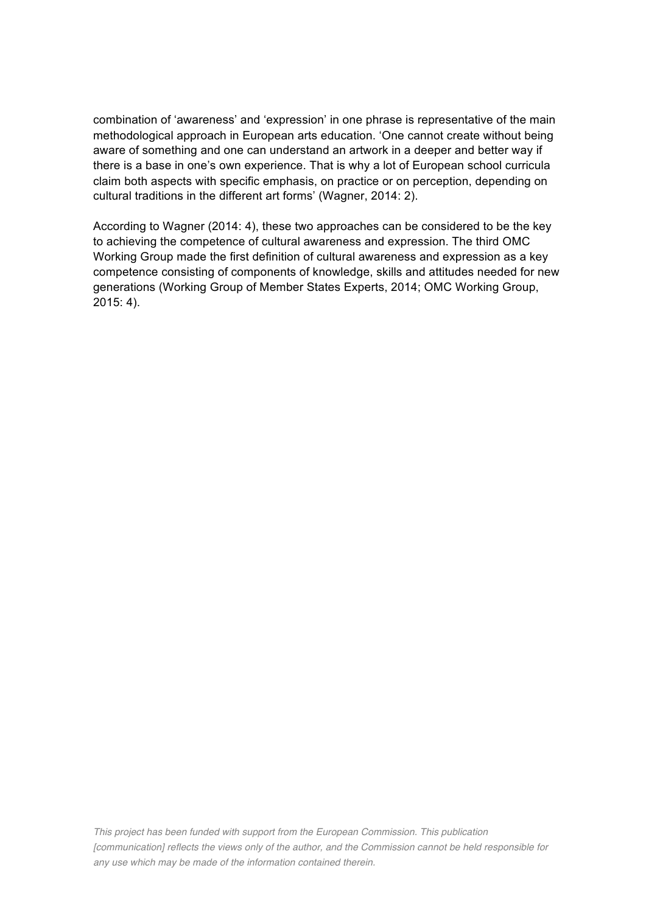combination of 'awareness' and 'expression' in one phrase is representative of the main methodological approach in European arts education. 'One cannot create without being aware of something and one can understand an artwork in a deeper and better way if there is a base in one's own experience. That is why a lot of European school curricula claim both aspects with specific emphasis, on practice or on perception, depending on cultural traditions in the different art forms' (Wagner, 2014: 2).

According to Wagner (2014: 4), these two approaches can be considered to be the key to achieving the competence of cultural awareness and expression. The third OMC Working Group made the first definition of cultural awareness and expression as a key competence consisting of components of knowledge, skills and attitudes needed for new generations (Working Group of Member States Experts, 2014; OMC Working Group, 2015: 4).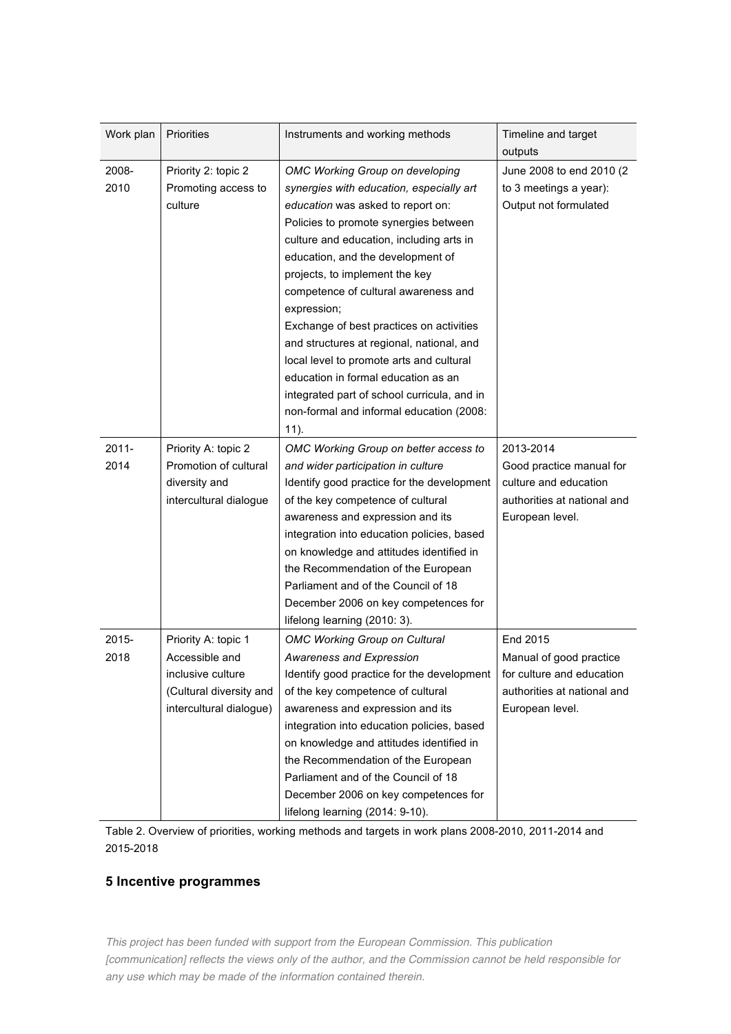| Work plan | Priorities | Instruments and working methods | Timeline and target outputs |
|---|---|---|---|
| 2008-2010 | Priority 2: topic 2 Promoting access to culture | *OMC Working Group on developing synergies with education, especially art education* was asked to report on: Policies to promote synergies between culture and education, including arts in education, and the development of projects, to implement the key competence of cultural awareness and expression; Exchange of best practices on activities and structures at regional, national, and local level to promote arts and cultural education in formal education as an integrated part of school curricula, and in non-formal and informal education (2008: 11). | June 2008 to end 2010 (2 to 3 meetings a year): Output not formulated |
| 2011-2014 | Priority A: topic 2 Promotion of cultural diversity and intercultural dialogue | *OMC Working Group on better access to and wider participation in culture* Identify good practice for the development of the key competence of cultural awareness and expression and its integration into education policies, based on knowledge and attitudes identified in the Recommendation of the European Parliament and of the Council of 18 December 2006 on key competences for lifelong learning (2010: 3). | 2013-2014 Good practice manual for culture and education authorities at national and European level. |
| 2015-2018 | Priority A: topic 1 Accessible and inclusive culture (Cultural diversity and intercultural dialogue) | *OMC Working Group on Cultural Awareness and Expression* Identify good practice for the development of the key competence of cultural awareness and expression and its integration into education policies, based on knowledge and attitudes identified in the Recommendation of the European Parliament and of the Council of 18 December 2006 on key competences for lifelong learning (2014: 9-10). | End 2015 Manual of good practice for culture and education authorities at national and European level. |

Table 2. Overview of priorities, working methods and targets in work plans 2008-2010, 2011-2014 and 2015-2018

### 5 Incentive programmes

*This project has been funded with support from the European Commission. This publication [communication] reflects the views only of the author, and the Commission cannot be held responsible for any use which may be made of the information contained therein.*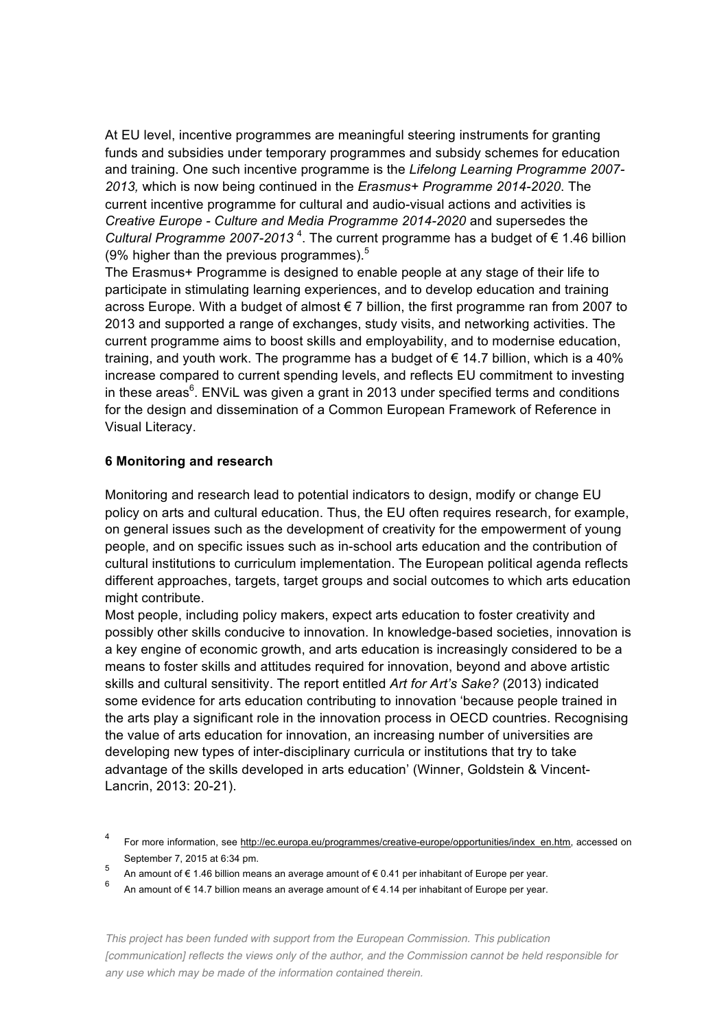At EU level, incentive programmes are meaningful steering instruments for granting funds and subsidies under temporary programmes and subsidy schemes for education and training. One such incentive programme is the *Lifelong Learning Programme 2007-2013,* which is now being continued in the *Erasmus+ Programme 2014-2020*. The current incentive programme for cultural and audio-visual actions and activities is *Creative Europe - Culture and Media Programme 2014-2020* and supersedes the *Cultural Programme 2007-2013* [4]. The current programme has a budget of € 1.46 billion (9% higher than the previous programmes).[5]

The Erasmus+ Programme is designed to enable people at any stage of their life to participate in stimulating learning experiences, and to develop education and training across Europe. With a budget of almost € 7 billion, the first programme ran from 2007 to 2013 and supported a range of exchanges, study visits, and networking activities. The current programme aims to boost skills and employability, and to modernise education, training, and youth work. The programme has a budget of € 14.7 billion, which is a 40% increase compared to current spending levels, and reflects EU commitment to investing in these areas[6]. ENViL was given a grant in 2013 under specified terms and conditions for the design and dissemination of a Common European Framework of Reference in Visual Literacy.

## 6 Monitoring and research

Monitoring and research lead to potential indicators to design, modify or change EU policy on arts and cultural education. Thus, the EU often requires research, for example, on general issues such as the development of creativity for the empowerment of young people, and on specific issues such as in-school arts education and the contribution of cultural institutions to curriculum implementation. The European political agenda reflects different approaches, targets, target groups and social outcomes to which arts education might contribute.

Most people, including policy makers, expect arts education to foster creativity and possibly other skills conducive to innovation. In knowledge-based societies, innovation is a key engine of economic growth, and arts education is increasingly considered to be a means to foster skills and attitudes required for innovation, beyond and above artistic skills and cultural sensitivity. The report entitled *Art for Art's Sake?* (2013) indicated some evidence for arts education contributing to innovation 'because people trained in the arts play a significant role in the innovation process in OECD countries. Recognising the value of arts education for innovation, an increasing number of universities are developing new types of inter-disciplinary curricula or institutions that try to take advantage of the skills developed in arts education' (Winner, Goldstein & Vincent-Lancrin, 2013: 20-21).

[4] For more information, see http://ec.europa.eu/programmes/creative-europe/opportunities/index_en.htm, accessed on September 7, 2015 at 6:34 pm.

[5] An amount of € 1.46 billion means an average amount of € 0.41 per inhabitant of Europe per year.

[6] An amount of € 14.7 billion means an average amount of € 4.14 per inhabitant of Europe per year.

*This project has been funded with support from the European Commission. This publication [communication] reflects the views only of the author, and the Commission cannot be held responsible for any use which may be made of the information contained therein.*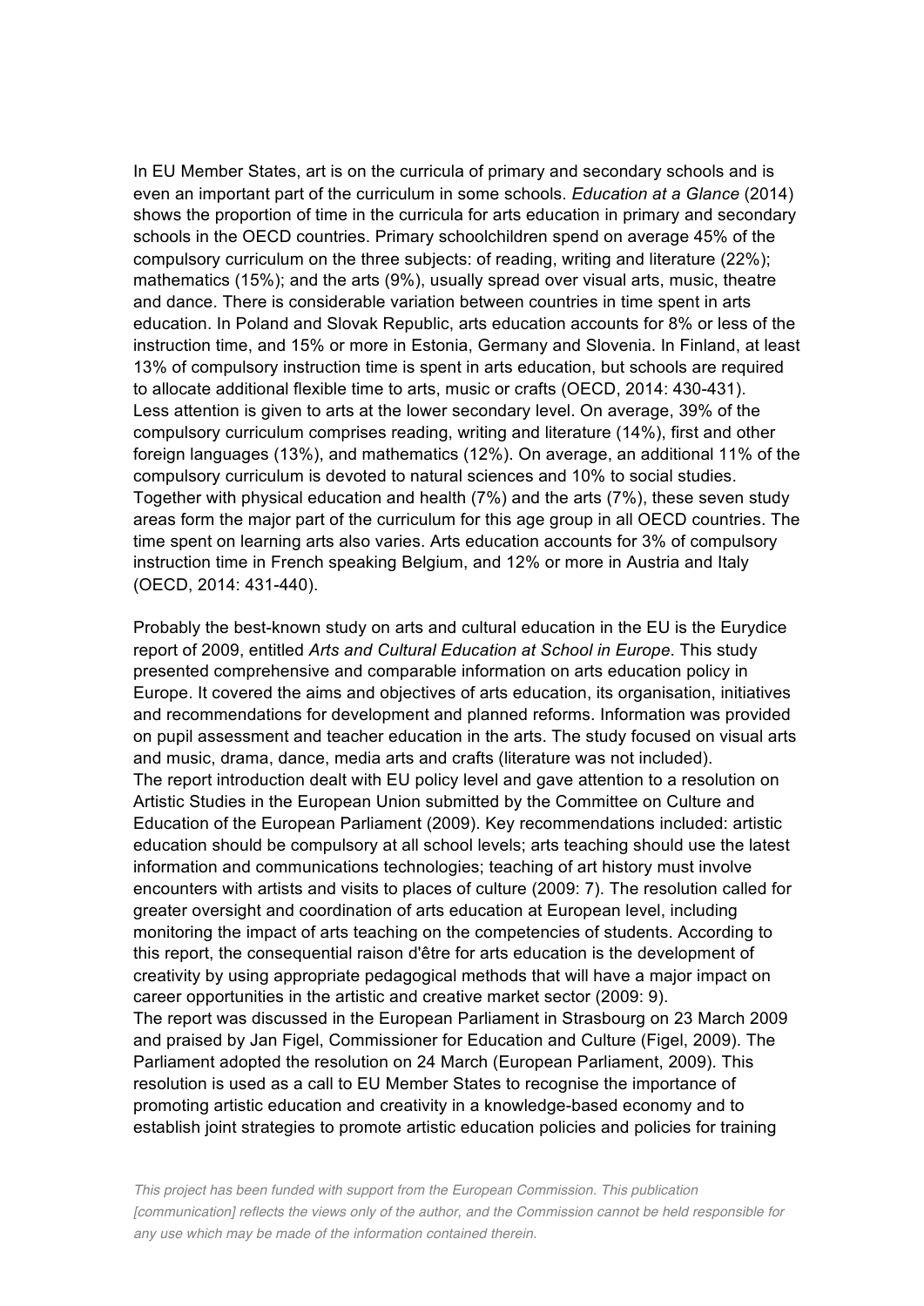In EU Member States, art is on the curricula of primary and secondary schools and is even an important part of the curriculum in some schools. *Education at a Glance* (2014) shows the proportion of time in the curricula for arts education in primary and secondary schools in the OECD countries. Primary schoolchildren spend on average 45% of the compulsory curriculum on the three subjects: of reading, writing and literature (22%); mathematics (15%); and the arts (9%), usually spread over visual arts, music, theatre and dance. There is considerable variation between countries in time spent in arts education. In Poland and Slovak Republic, arts education accounts for 8% or less of the instruction time, and 15% or more in Estonia, Germany and Slovenia. In Finland, at least 13% of compulsory instruction time is spent in arts education, but schools are required to allocate additional flexible time to arts, music or crafts (OECD, 2014: 430-431). Less attention is given to arts at the lower secondary level. On average, 39% of the compulsory curriculum comprises reading, writing and literature (14%), first and other foreign languages (13%), and mathematics (12%). On average, an additional 11% of the compulsory curriculum is devoted to natural sciences and 10% to social studies. Together with physical education and health (7%) and the arts (7%), these seven study areas form the major part of the curriculum for this age group in all OECD countries. The time spent on learning arts also varies. Arts education accounts for 3% of compulsory instruction time in French speaking Belgium, and 12% or more in Austria and Italy (OECD, 2014: 431-440).

Probably the best-known study on arts and cultural education in the EU is the Eurydice report of 2009, entitled *Arts and Cultural Education at School in Europe*. This study presented comprehensive and comparable information on arts education policy in Europe. It covered the aims and objectives of arts education, its organisation, initiatives and recommendations for development and planned reforms. Information was provided on pupil assessment and teacher education in the arts. The study focused on visual arts and music, drama, dance, media arts and crafts (literature was not included). The report introduction dealt with EU policy level and gave attention to a resolution on Artistic Studies in the European Union submitted by the Committee on Culture and Education of the European Parliament (2009). Key recommendations included: artistic education should be compulsory at all school levels; arts teaching should use the latest information and communications technologies; teaching of art history must involve encounters with artists and visits to places of culture (2009: 7). The resolution called for greater oversight and coordination of arts education at European level, including monitoring the impact of arts teaching on the competencies of students. According to this report, the consequential raison d'être for arts education is the development of creativity by using appropriate pedagogical methods that will have a major impact on career opportunities in the artistic and creative market sector (2009: 9). The report was discussed in the European Parliament in Strasbourg on 23 March 2009 and praised by Jan Figel, Commissioner for Education and Culture (Figel, 2009). The Parliament adopted the resolution on 24 March (European Parliament, 2009). This resolution is used as a call to EU Member States to recognise the importance of promoting artistic education and creativity in a knowledge-based economy and to establish joint strategies to promote artistic education policies and policies for training

*This project has been funded with support from the European Commission. This publication [communication] reflects the views only of the author, and the Commission cannot be held responsible for any use which may be made of the information contained therein.*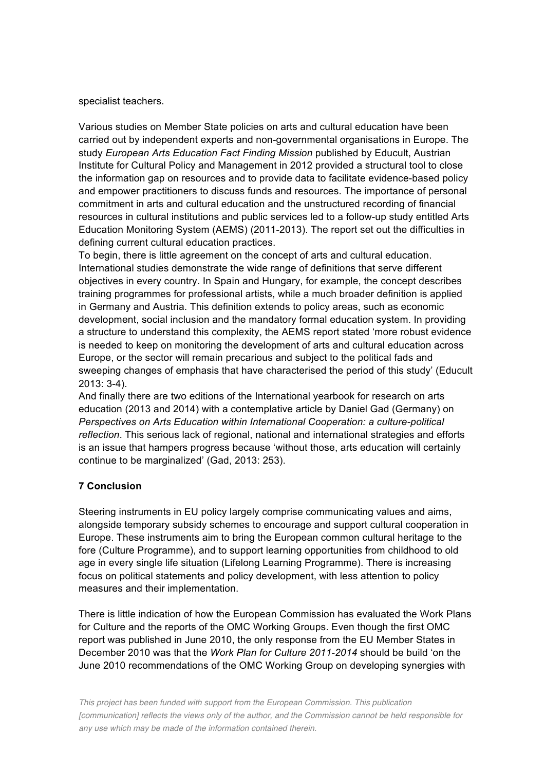specialist teachers.

Various studies on Member State policies on arts and cultural education have been carried out by independent experts and non-governmental organisations in Europe. The study *European Arts Education Fact Finding Mission* published by Educult, Austrian Institute for Cultural Policy and Management in 2012 provided a structural tool to close the information gap on resources and to provide data to facilitate evidence-based policy and empower practitioners to discuss funds and resources. The importance of personal commitment in arts and cultural education and the unstructured recording of financial resources in cultural institutions and public services led to a follow-up study entitled Arts Education Monitoring System (AEMS) (2011-2013). The report set out the difficulties in defining current cultural education practices.

To begin, there is little agreement on the concept of arts and cultural education. International studies demonstrate the wide range of definitions that serve different objectives in every country. In Spain and Hungary, for example, the concept describes training programmes for professional artists, while a much broader definition is applied in Germany and Austria. This definition extends to policy areas, such as economic development, social inclusion and the mandatory formal education system. In providing a structure to understand this complexity, the AEMS report stated 'more robust evidence is needed to keep on monitoring the development of arts and cultural education across Europe, or the sector will remain precarious and subject to the political fads and sweeping changes of emphasis that have characterised the period of this study' (Educult 2013: 3-4).

And finally there are two editions of the International yearbook for research on arts education (2013 and 2014) with a contemplative article by Daniel Gad (Germany) on *Perspectives on Arts Education within International Cooperation: a culture-political reflection*. This serious lack of regional, national and international strategies and efforts is an issue that hampers progress because 'without those, arts education will certainly continue to be marginalized' (Gad, 2013: 253).

## 7 Conclusion

Steering instruments in EU policy largely comprise communicating values and aims, alongside temporary subsidy schemes to encourage and support cultural cooperation in Europe. These instruments aim to bring the European common cultural heritage to the fore (Culture Programme), and to support learning opportunities from childhood to old age in every single life situation (Lifelong Learning Programme). There is increasing focus on political statements and policy development, with less attention to policy measures and their implementation.

There is little indication of how the European Commission has evaluated the Work Plans for Culture and the reports of the OMC Working Groups. Even though the first OMC report was published in June 2010, the only response from the EU Member States in December 2010 was that the *Work Plan for Culture 2011-2014* should be build 'on the June 2010 recommendations of the OMC Working Group on developing synergies with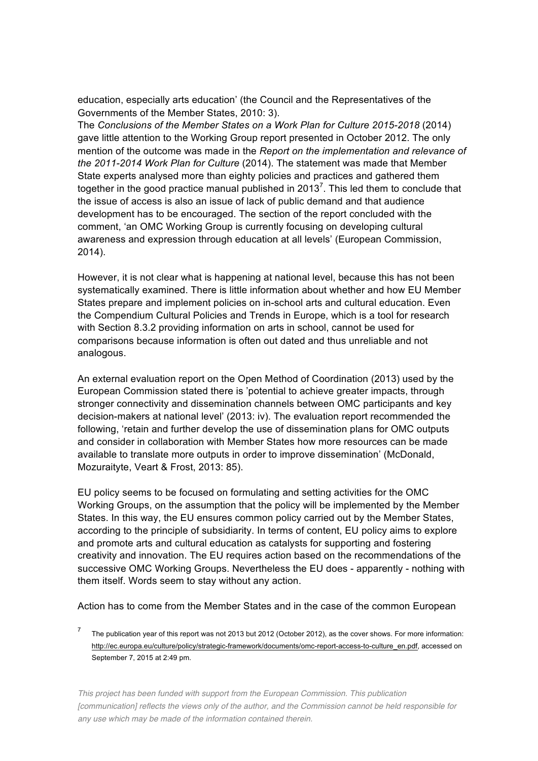education, especially arts education' (the Council and the Representatives of the Governments of the Member States, 2010: 3).
The *Conclusions of the Member States on a Work Plan for Culture 2015-2018* (2014) gave little attention to the Working Group report presented in October 2012. The only mention of the outcome was made in the *Report on the implementation and relevance of the 2011-2014 Work Plan for Culture* (2014). The statement was made that Member State experts analysed more than eighty policies and practices and gathered them together in the good practice manual published in 2013[7]. This led them to conclude that the issue of access is also an issue of lack of public demand and that audience development has to be encouraged. The section of the report concluded with the comment, 'an OMC Working Group is currently focusing on developing cultural awareness and expression through education at all levels' (European Commission, 2014).

However, it is not clear what is happening at national level, because this has not been systematically examined. There is little information about whether and how EU Member States prepare and implement policies on in-school arts and cultural education. Even the Compendium Cultural Policies and Trends in Europe, which is a tool for research with Section 8.3.2 providing information on arts in school, cannot be used for comparisons because information is often out dated and thus unreliable and not analogous.

An external evaluation report on the Open Method of Coordination (2013) used by the European Commission stated there is 'potential to achieve greater impacts, through stronger connectivity and dissemination channels between OMC participants and key decision-makers at national level' (2013: iv). The evaluation report recommended the following, 'retain and further develop the use of dissemination plans for OMC outputs and consider in collaboration with Member States how more resources can be made available to translate more outputs in order to improve dissemination' (McDonald, Mozuraityte, Veart & Frost, 2013: 85).

EU policy seems to be focused on formulating and setting activities for the OMC Working Groups, on the assumption that the policy will be implemented by the Member States. In this way, the EU ensures common policy carried out by the Member States, according to the principle of subsidiarity. In terms of content, EU policy aims to explore and promote arts and cultural education as catalysts for supporting and fostering creativity and innovation. The EU requires action based on the recommendations of the successive OMC Working Groups. Nevertheless the EU does - apparently - nothing with them itself. Words seem to stay without any action.

Action has to come from the Member States and in the case of the common European

[7] The publication year of this report was not 2013 but 2012 (October 2012), as the cover shows. For more information: http://ec.europa.eu/culture/policy/strategic-framework/documents/omc-report-access-to-culture_en.pdf, accessed on September 7, 2015 at 2:49 pm.

*This project has been funded with support from the European Commission. This publication [communication] reflects the views only of the author, and the Commission cannot be held responsible for any use which may be made of the information contained therein.*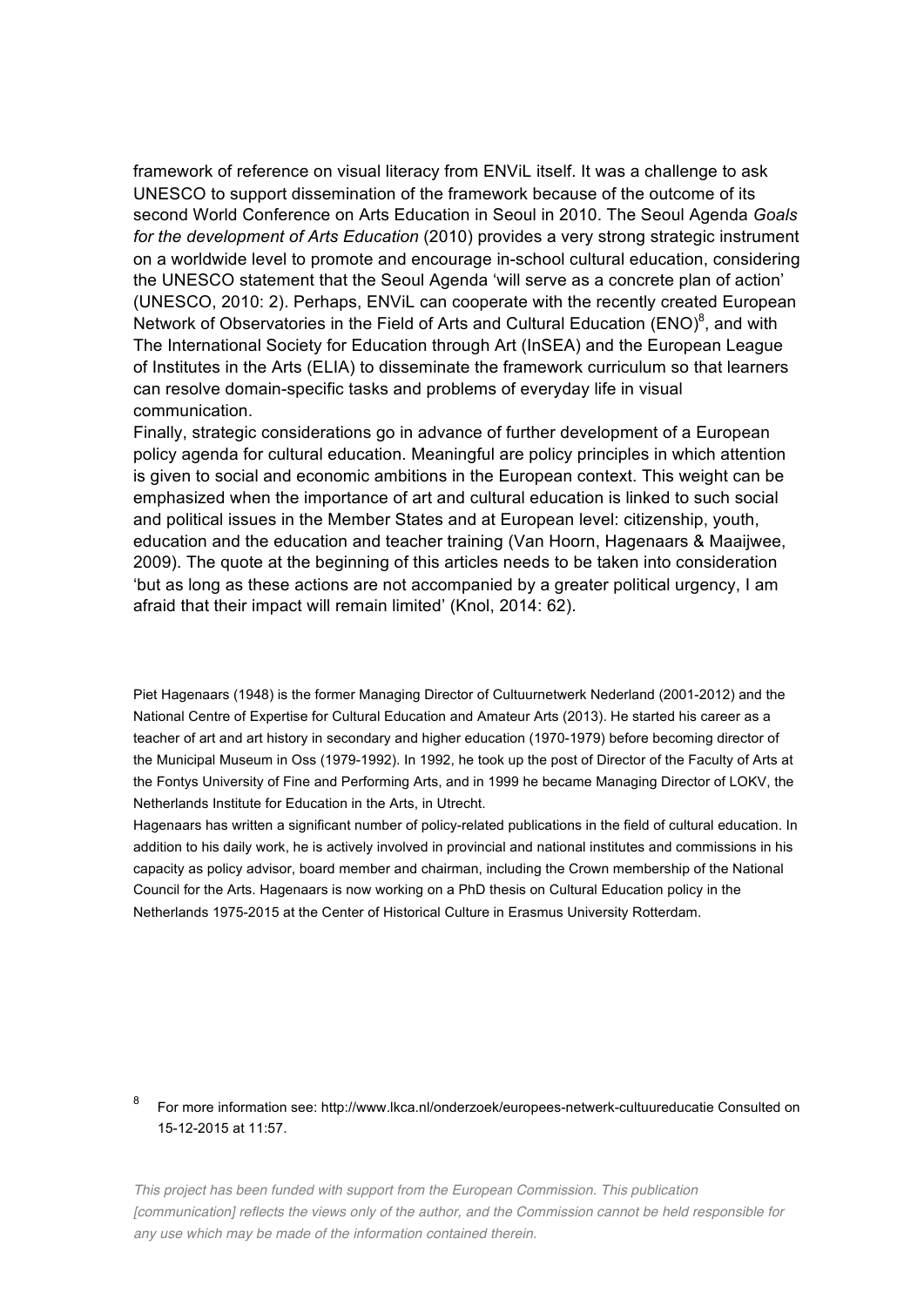framework of reference on visual literacy from ENViL itself. It was a challenge to ask UNESCO to support dissemination of the framework because of the outcome of its second World Conference on Arts Education in Seoul in 2010. The Seoul Agenda *Goals for the development of Arts Education* (2010) provides a very strong strategic instrument on a worldwide level to promote and encourage in-school cultural education, considering the UNESCO statement that the Seoul Agenda 'will serve as a concrete plan of action' (UNESCO, 2010: 2). Perhaps, ENViL can cooperate with the recently created European Network of Observatories in the Field of Arts and Cultural Education (ENO)[8], and with The International Society for Education through Art (InSEA) and the European League of Institutes in the Arts (ELIA) to disseminate the framework curriculum so that learners can resolve domain-specific tasks and problems of everyday life in visual communication.

Finally, strategic considerations go in advance of further development of a European policy agenda for cultural education. Meaningful are policy principles in which attention is given to social and economic ambitions in the European context. This weight can be emphasized when the importance of art and cultural education is linked to such social and political issues in the Member States and at European level: citizenship, youth, education and the education and teacher training (Van Hoorn, Hagenaars & Maaijwee, 2009). The quote at the beginning of this articles needs to be taken into consideration 'but as long as these actions are not accompanied by a greater political urgency, I am afraid that their impact will remain limited' (Knol, 2014: 62).

Piet Hagenaars (1948) is the former Managing Director of Cultuurnetwerk Nederland (2001-2012) and the National Centre of Expertise for Cultural Education and Amateur Arts (2013). He started his career as a teacher of art and art history in secondary and higher education (1970-1979) before becoming director of the Municipal Museum in Oss (1979-1992). In 1992, he took up the post of Director of the Faculty of Arts at the Fontys University of Fine and Performing Arts, and in 1999 he became Managing Director of LOKV, the Netherlands Institute for Education in the Arts, in Utrecht.

Hagenaars has written a significant number of policy-related publications in the field of cultural education. In addition to his daily work, he is actively involved in provincial and national institutes and commissions in his capacity as policy advisor, board member and chairman, including the Crown membership of the National Council for the Arts. Hagenaars is now working on a PhD thesis on Cultural Education policy in the Netherlands 1975-2015 at the Center of Historical Culture in Erasmus University Rotterdam.

[8] For more information see: http://www.lkca.nl/onderzoek/europees-netwerk-cultuureducatie Consulted on 15-12-2015 at 11:57.

*This project has been funded with support from the European Commission. This publication [communication] reflects the views only of the author, and the Commission cannot be held responsible for any use which may be made of the information contained therein.*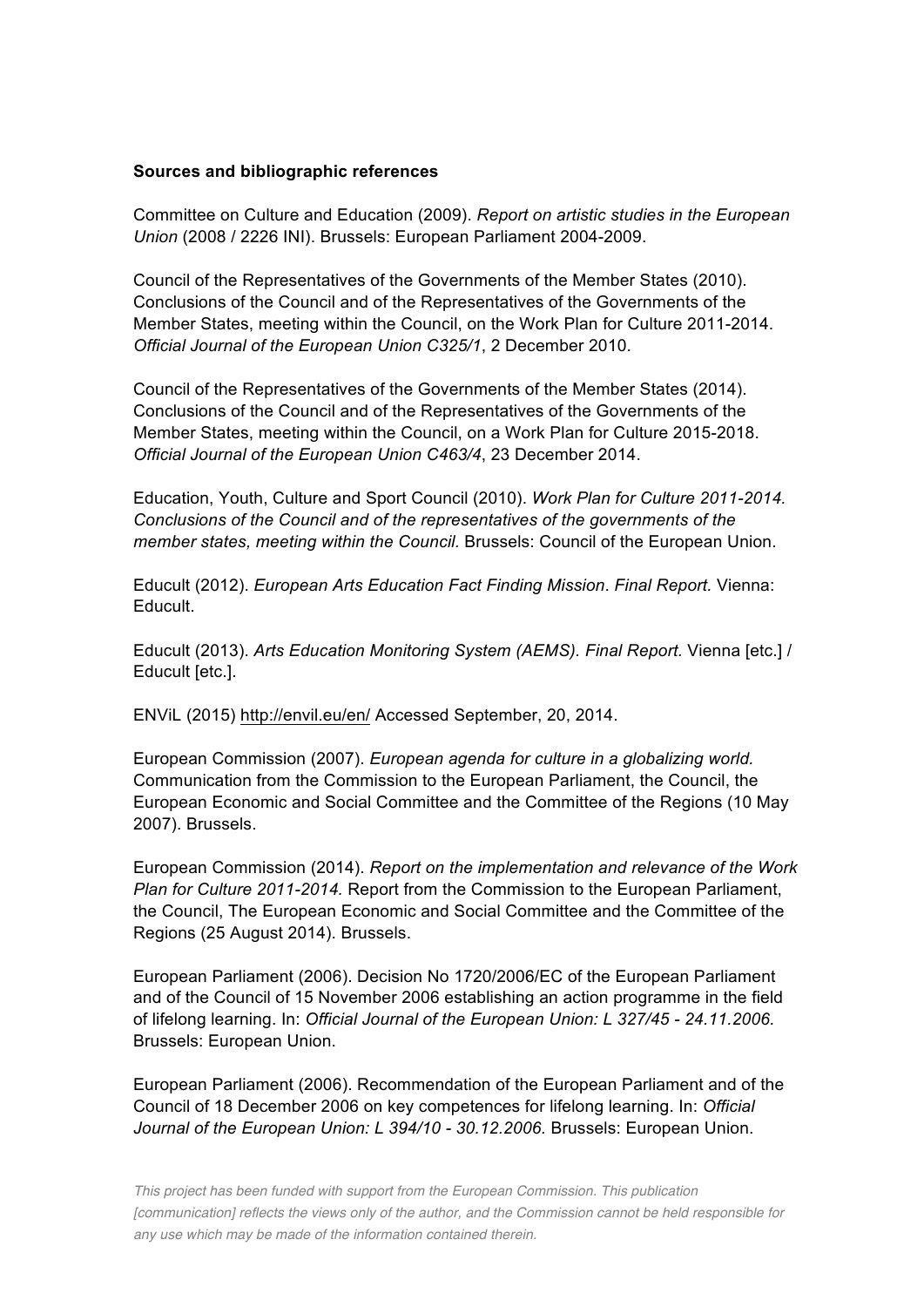**Sources and bibliographic references**

Committee on Culture and Education (2009). *Report on artistic studies in the European Union* (2008 / 2226 INI). Brussels: European Parliament 2004-2009.

Council of the Representatives of the Governments of the Member States (2010). Conclusions of the Council and of the Representatives of the Governments of the Member States, meeting within the Council, on the Work Plan for Culture 2011-2014. *Official Journal of the European Union C325/1*, 2 December 2010.

Council of the Representatives of the Governments of the Member States (2014). Conclusions of the Council and of the Representatives of the Governments of the Member States, meeting within the Council, on a Work Plan for Culture 2015-2018. *Official Journal of the European Union C463/4*, 23 December 2014.

Education, Youth, Culture and Sport Council (2010). *Work Plan for Culture 2011-2014. Conclusions of the Council and of the representatives of the governments of the member states, meeting within the Council.* Brussels: Council of the European Union.

Educult (2012). *European Arts Education Fact Finding Mission*. *Final Report.* Vienna: Educult.

Educult (2013). *Arts Education Monitoring System (AEMS). Final Report.* Vienna [etc.] / Educult [etc.].

ENViL (2015) http://envil.eu/en/ Accessed September, 20, 2014.

European Commission (2007). *European agenda for culture in a globalizing world.* Communication from the Commission to the European Parliament, the Council, the European Economic and Social Committee and the Committee of the Regions (10 May 2007). Brussels.

European Commission (2014). *Report on the implementation and relevance of the Work Plan for Culture 2011-2014.* Report from the Commission to the European Parliament, the Council, The European Economic and Social Committee and the Committee of the Regions (25 August 2014). Brussels.

European Parliament (2006). Decision No 1720/2006/EC of the European Parliament and of the Council of 15 November 2006 establishing an action programme in the field of lifelong learning. In: *Official Journal of the European Union: L 327/45 - 24.11.2006.* Brussels: European Union.

European Parliament (2006). Recommendation of the European Parliament and of the Council of 18 December 2006 on key competences for lifelong learning. In: *Official Journal of the European Union: L 394/10 - 30.12.2006.* Brussels: European Union.

*This project has been funded with support from the European Commission. This publication [communication] reflects the views only of the author, and the Commission cannot be held responsible for any use which may be made of the information contained therein.*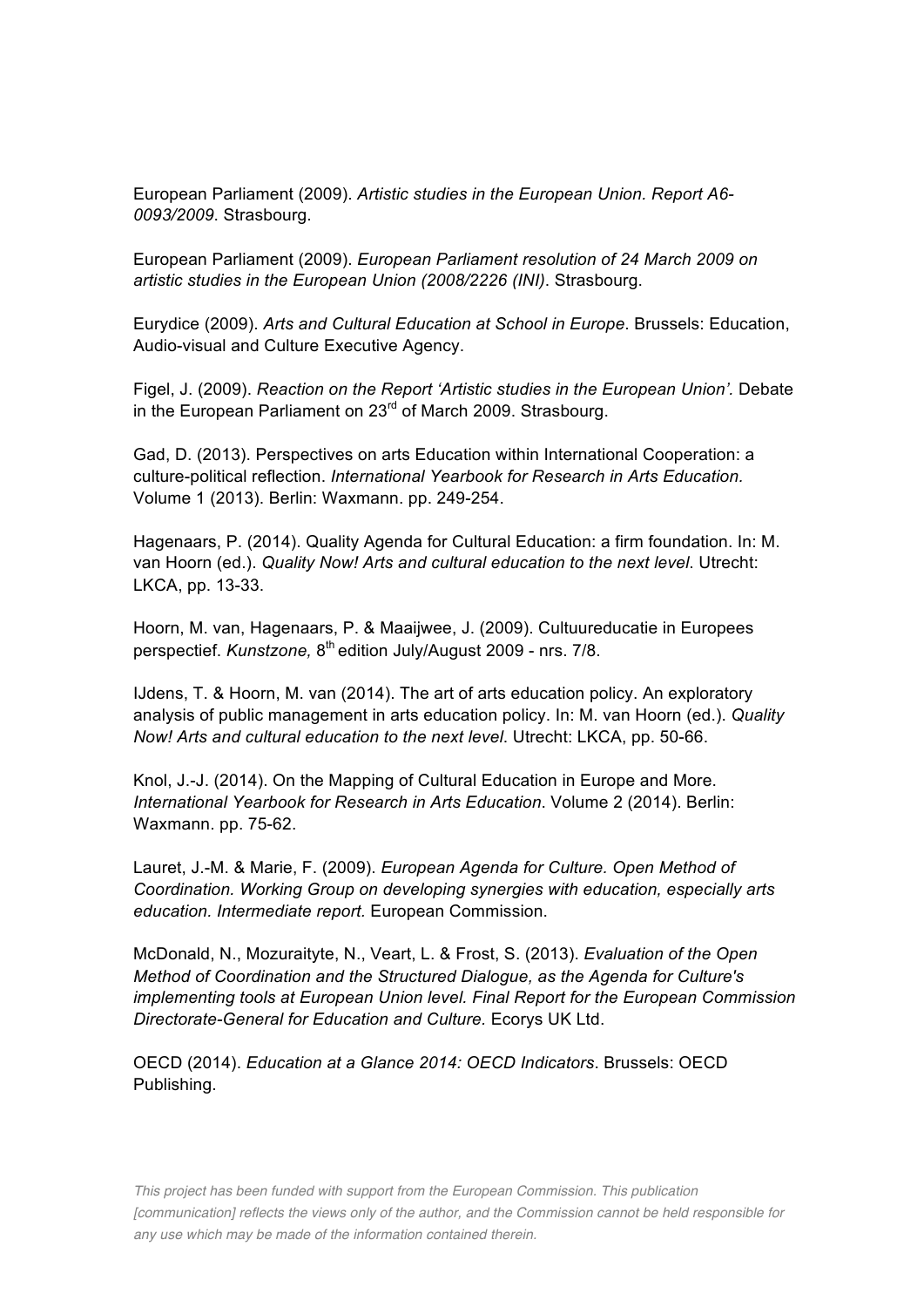European Parliament (2009). *Artistic studies in the European Union. Report A6-0093/2009*. Strasbourg.

European Parliament (2009). *European Parliament resolution of 24 March 2009 on artistic studies in the European Union (2008/2226 (INI)*. Strasbourg.

Eurydice (2009). *Arts and Cultural Education at School in Europe*. Brussels: Education, Audio-visual and Culture Executive Agency.

Figel, J. (2009). *Reaction on the Report 'Artistic studies in the European Union'.* Debate in the European Parliament on 23rd of March 2009. Strasbourg.

Gad, D. (2013). Perspectives on arts Education within International Cooperation: a culture-political reflection. *International Yearbook for Research in Arts Education.* Volume 1 (2013). Berlin: Waxmann. pp. 249-254.

Hagenaars, P. (2014). Quality Agenda for Cultural Education: a firm foundation. In: M. van Hoorn (ed.). *Quality Now! Arts and cultural education to the next level*. Utrecht: LKCA, pp. 13-33.

Hoorn, M. van, Hagenaars, P. & Maaijwee, J. (2009). Cultuureducatie in Europees perspectief. *Kunstzone,* 8th edition July/August 2009 - nrs. 7/8.

IJdens, T. & Hoorn, M. van (2014). The art of arts education policy. An exploratory analysis of public management in arts education policy. In: M. van Hoorn (ed.). *Quality Now! Arts and cultural education to the next level*. Utrecht: LKCA, pp. 50-66.

Knol, J.-J. (2014). On the Mapping of Cultural Education in Europe and More. *International Yearbook for Research in Arts Education*. Volume 2 (2014). Berlin: Waxmann. pp. 75-62.

Lauret, J.-M. & Marie, F. (2009). *European Agenda for Culture. Open Method of Coordination. Working Group on developing synergies with education, especially arts education. Intermediate report.* European Commission.

McDonald, N., Mozuraityte, N., Veart, L. & Frost, S. (2013). *Evaluation of the Open Method of Coordination and the Structured Dialogue, as the Agenda for Culture's implementing tools at European Union level. Final Report for the European Commission Directorate-General for Education and Culture.* Ecorys UK Ltd.

OECD (2014). *Education at a Glance 2014: OECD Indicators*. Brussels: OECD Publishing.

*This project has been funded with support from the European Commission. This publication [communication] reflects the views only of the author, and the Commission cannot be held responsible for any use which may be made of the information contained therein.*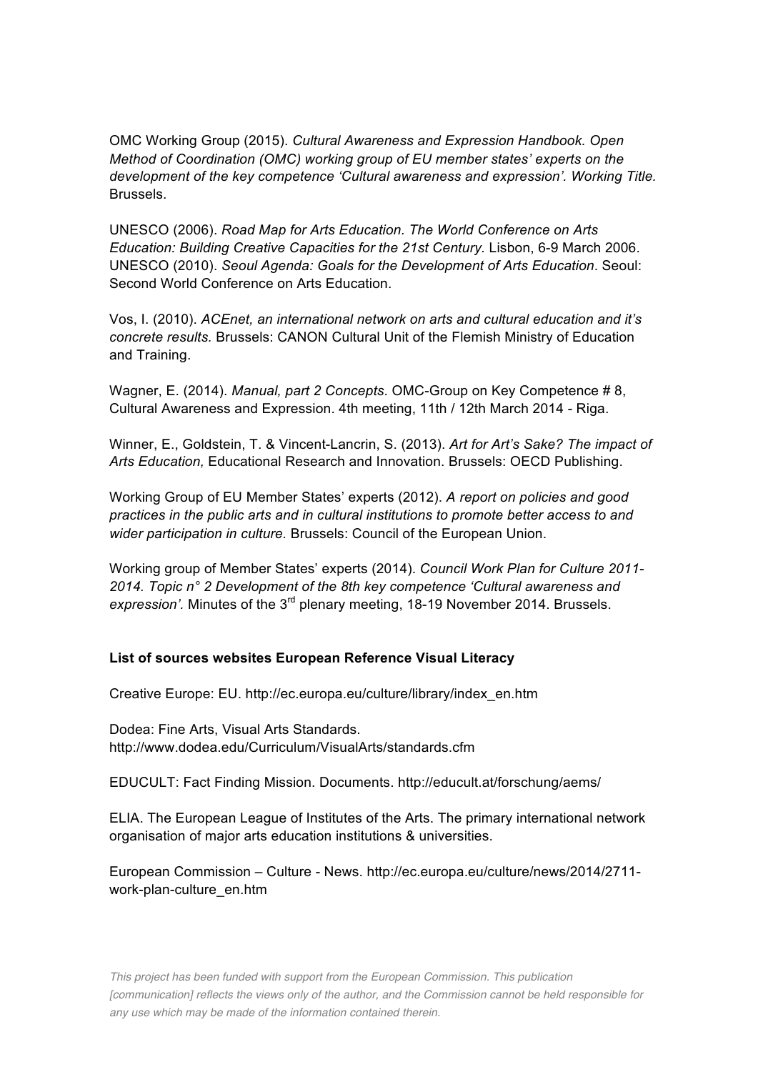OMC Working Group (2015). *Cultural Awareness and Expression Handbook. Open Method of Coordination (OMC) working group of EU member states' experts on the development of the key competence 'Cultural awareness and expression'. Working Title.* Brussels.

UNESCO (2006). *Road Map for Arts Education. The World Conference on Arts Education: Building Creative Capacities for the 21st Century.* Lisbon, 6-9 March 2006.
UNESCO (2010). *Seoul Agenda: Goals for the Development of Arts Education*. Seoul: Second World Conference on Arts Education.

Vos, I. (2010). *ACEnet, an international network on arts and cultural education and it's concrete results.* Brussels: CANON Cultural Unit of the Flemish Ministry of Education and Training.

Wagner, E. (2014). *Manual, part 2 Concepts*. OMC-Group on Key Competence # 8, Cultural Awareness and Expression. 4th meeting, 11th / 12th March 2014 - Riga.

Winner, E., Goldstein, T. & Vincent-Lancrin, S. (2013). *Art for Art's Sake? The impact of Arts Education,* Educational Research and Innovation. Brussels: OECD Publishing.

Working Group of EU Member States' experts (2012). *A report on policies and good practices in the public arts and in cultural institutions to promote better access to and wider participation in culture.* Brussels: Council of the European Union.

Working group of Member States' experts (2014). *Council Work Plan for Culture 2011-2014. Topic n° 2 Development of the 8th key competence 'Cultural awareness and expression'.* Minutes of the 3rd plenary meeting, 18-19 November 2014. Brussels.

**List of sources websites European Reference Visual Literacy**

Creative Europe: EU. http://ec.europa.eu/culture/library/index_en.htm

Dodea: Fine Arts, Visual Arts Standards.
http://www.dodea.edu/Curriculum/VisualArts/standards.cfm

EDUCULT: Fact Finding Mission. Documents. http://educult.at/forschung/aems/

ELIA. The European League of Institutes of the Arts. The primary international network organisation of major arts education institutions & universities.

European Commission – Culture - News. http://ec.europa.eu/culture/news/2014/2711-work-plan-culture_en.htm

*This project has been funded with support from the European Commission. This publication [communication] reflects the views only of the author, and the Commission cannot be held responsible for any use which may be made of the information contained therein.*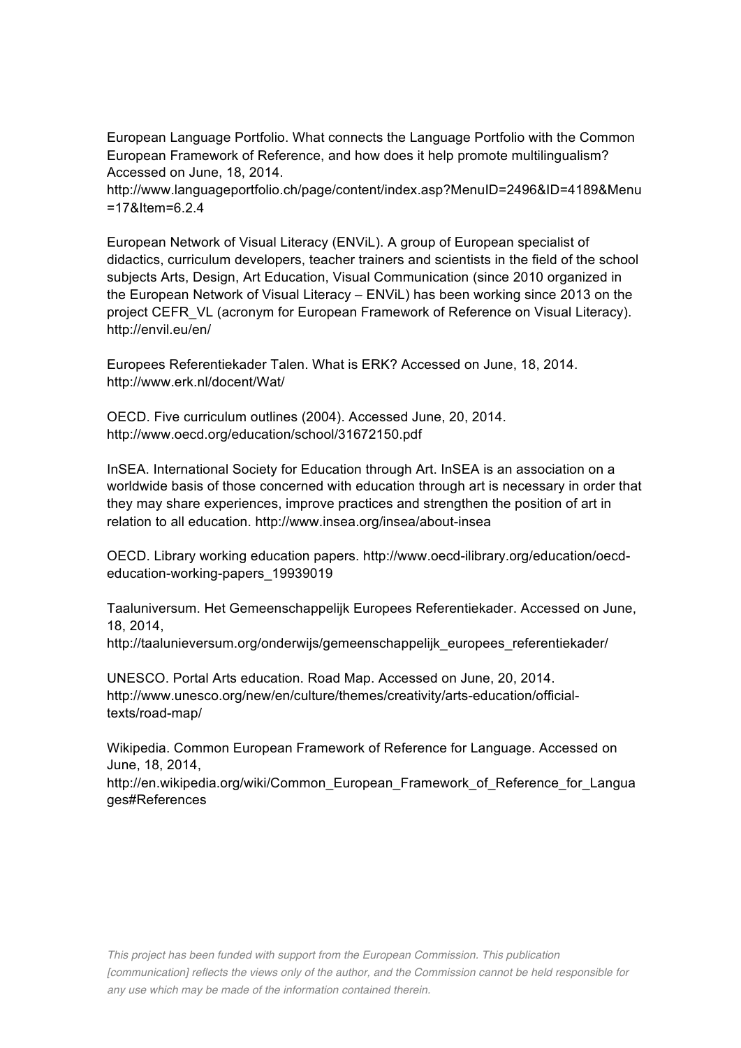European Language Portfolio. What connects the Language Portfolio with the Common European Framework of Reference, and how does it help promote multilingualism? Accessed on June, 18, 2014.
http://www.languageportfolio.ch/page/content/index.asp?MenuID=2496&ID=4189&Menu=17&Item=6.2.4

European Network of Visual Literacy (ENViL). A group of European specialist of didactics, curriculum developers, teacher trainers and scientists in the field of the school subjects Arts, Design, Art Education, Visual Communication (since 2010 organized in the European Network of Visual Literacy – ENViL) has been working since 2013 on the project CEFR_VL (acronym for European Framework of Reference on Visual Literacy). http://envil.eu/en/

Europees Referentiekader Talen. What is ERK? Accessed on June, 18, 2014.
http://www.erk.nl/docent/Wat/

OECD. Five curriculum outlines (2004). Accessed June, 20, 2014.
http://www.oecd.org/education/school/31672150.pdf

InSEA. International Society for Education through Art. InSEA is an association on a worldwide basis of those concerned with education through art is necessary in order that they may share experiences, improve practices and strengthen the position of art in relation to all education. http://www.insea.org/insea/about-insea

OECD. Library working education papers. http://www.oecd-ilibrary.org/education/oecd-education-working-papers_19939019

Taaluniversum. Het Gemeenschappelijk Europees Referentiekader. Accessed on June, 18, 2014,
http://taalunieversum.org/onderwijs/gemeenschappelijk_europees_referentiekader/

UNESCO. Portal Arts education. Road Map. Accessed on June, 20, 2014.
http://www.unesco.org/new/en/culture/themes/creativity/arts-education/official-texts/road-map/

Wikipedia. Common European Framework of Reference for Language. Accessed on June, 18, 2014,
http://en.wikipedia.org/wiki/Common_European_Framework_of_Reference_for_Languages#References

*This project has been funded with support from the European Commission. This publication [communication] reflects the views only of the author, and the Commission cannot be held responsible for any use which may be made of the information contained therein.*